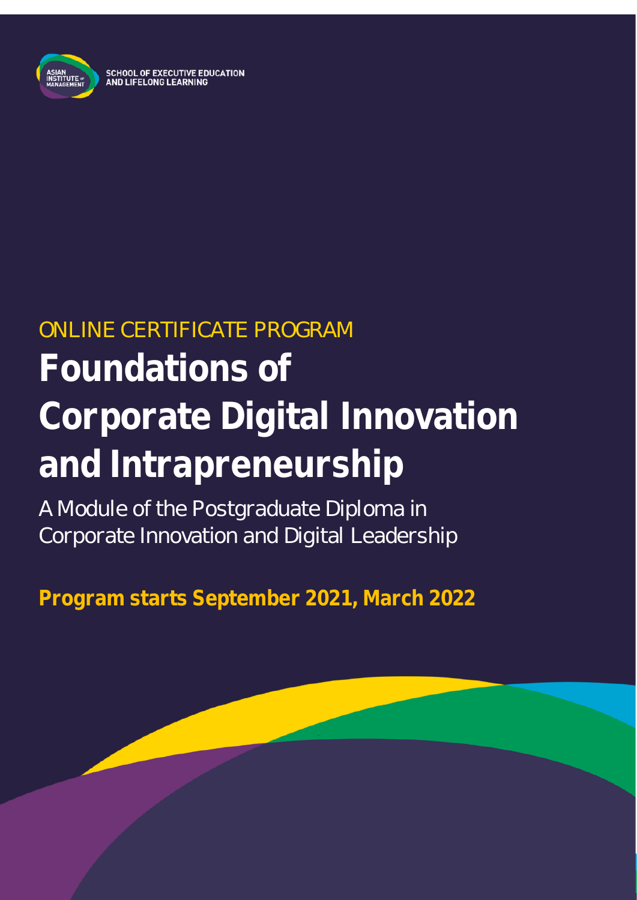ASIAN INSTITUTE OF MANAGEMENT

SCHOOL OF EXECUTIVE EDUCATION AND LIFELONG LEARNING

ONLINE CERTIFICATE PROGRAM

# Foundations of Corporate Digital Innovation and Intrapreneurship

A Module of the Postgraduate Diploma in Corporate Innovation and Digital Leadership

**Program starts September 2021, March 2022**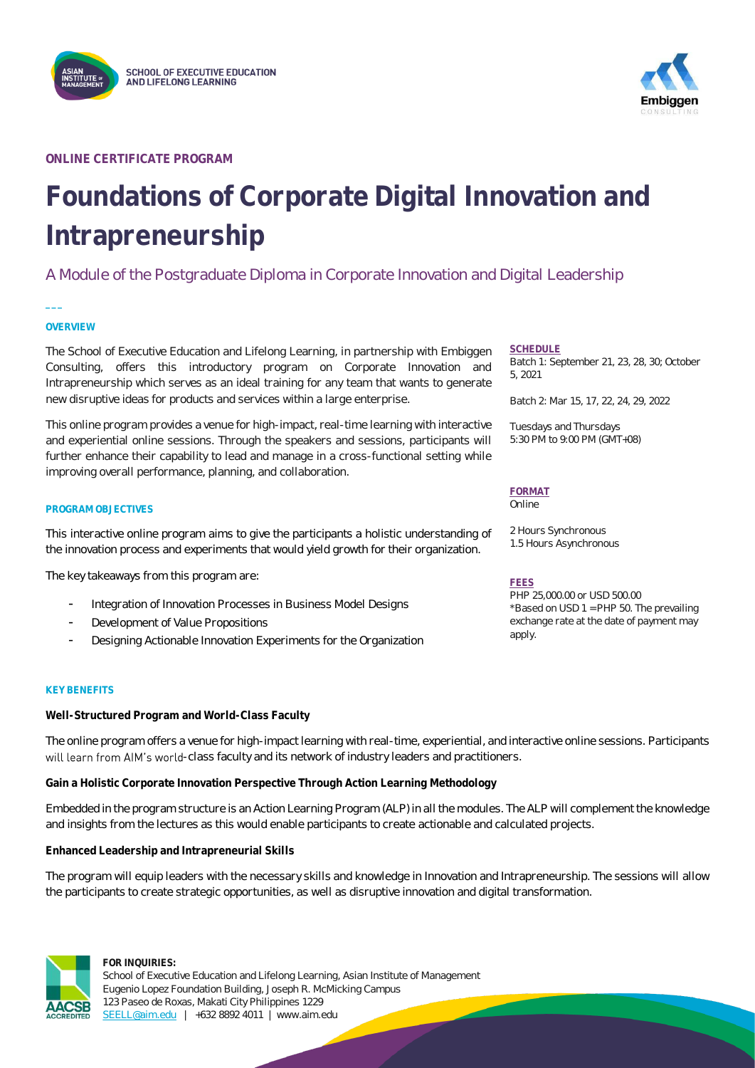SCHOOL OF EXECUTIVE EDUCATION AND LIFELONG LEARNING

**ONLINE CERTIFICATE PROGRAM**

# Foundations of Corporate Digital Innovation and Intrapreneurship

## A Module of the Postgraduate Diploma in Corporate Innovation and Digital Leadership

### OVERVIEW

The School of Executive Education and Lifelong Learning, in partnership with Embiggen Consulting, offers this introductory program on Corporate Innovation and Intrapreneurship which serves as an ideal training for any team that wants to generate new disruptive ideas for products and services within a large enterprise.

This online program provides a venue for high-impact, real-time learning with interactive and experiential online sessions. Through the speakers and sessions, participants will further enhance their capability to lead and manage in a cross-functional setting while improving overall performance, planning, and collaboration.

### PROGRAM OBJECTIVES

This interactive online program aims to give the participants a holistic understanding of the innovation process and experiments that would yield growth for their organization.

The key takeaways from this program are:

- Integration of Innovation Processes in Business Model Designs
- Development of Value Propositions
- Designing Actionable Innovation Experiments for the Organization

### SCHEDULE

Batch 1: September 21, 23, 28, 30; October 5, 2021

Batch 2: Mar 15, 17, 22, 24, 29, 2022

Tuesdays and Thursdays
5:30 PM to 9:00 PM (GMT+08)

### FORMAT

Online

2 Hours Synchronous
1.5 Hours Asynchronous

### FEES

PHP 25,000.00 or USD 500.00
*Based on USD 1 = PHP 50. The prevailing exchange rate at the date of payment may apply.

### KEY BENEFITS

**Well-Structured Program and World-Class Faculty**

The online program offers a venue for high-impact learning with real-time, experiential, and interactive online sessions. Participants will learn from AIM's world-class faculty and its network of industry leaders and practitioners.

**Gain a Holistic Corporate Innovation Perspective Through Action Learning Methodology**

Embedded in the program structure is an Action Learning Program (ALP) in all the modules. The ALP will complement the knowledge and insights from the lectures as this would enable participants to create actionable and calculated projects.

**Enhanced Leadership and Intrapreneurial Skills**

The program will equip leaders with the necessary skills and knowledge in Innovation and Intrapreneurship. The sessions will allow the participants to create strategic opportunities, as well as disruptive innovation and digital transformation.

**FOR INQUIRIES:**
School of Executive Education and Lifelong Learning, Asian Institute of Management
Eugenio Lopez Foundation Building, Joseph R. McMicking Campus
123 Paseo de Roxas, Makati City Philippines 1229
SEELL@aim.edu | +632 8892 4011 | www.aim.edu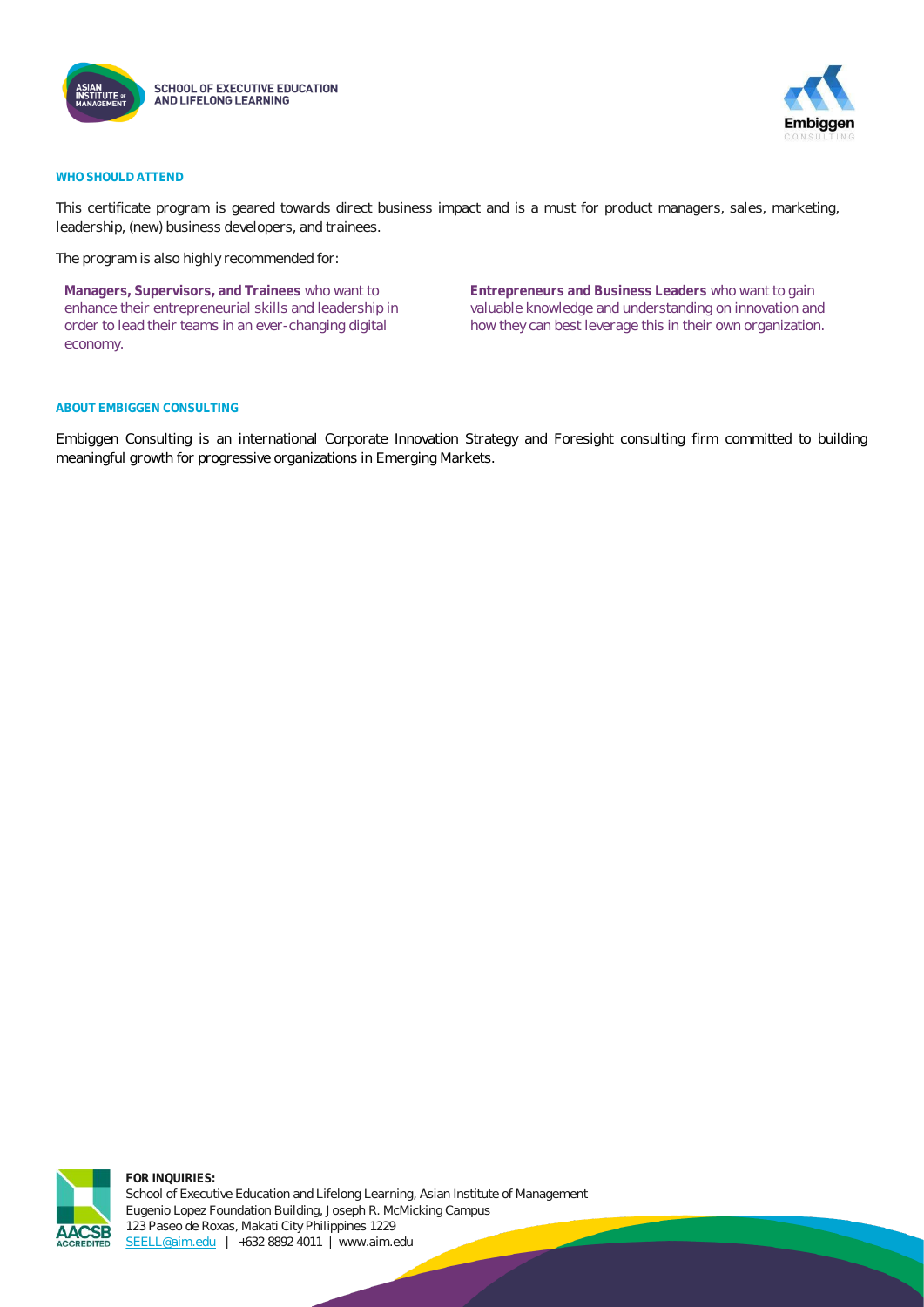## WHO SHOULD ATTEND

This certificate program is geared towards direct business impact and is a must for product managers, sales, marketing, leadership, (new) business developers, and trainees.

The program is also highly recommended for:

**Managers, Supervisors, and Trainees** who want to enhance their entrepreneurial skills and leadership in order to lead their teams in an ever-changing digital economy.

**Entrepreneurs and Business Leaders** who want to gain valuable knowledge and understanding on innovation and how they can best leverage this in their own organization.

## ABOUT EMBIGGEN CONSULTING

Embiggen Consulting is an international Corporate Innovation Strategy and Foresight consulting firm committed to building meaningful growth for progressive organizations in Emerging Markets.

**FOR INQUIRIES:**
School of Executive Education and Lifelong Learning, Asian Institute of Management
Eugenio Lopez Foundation Building, Joseph R. McMicking Campus
123 Paseo de Roxas, Makati City Philippines 1229
SEELL@aim.edu | +632 8892 4011 | www.aim.edu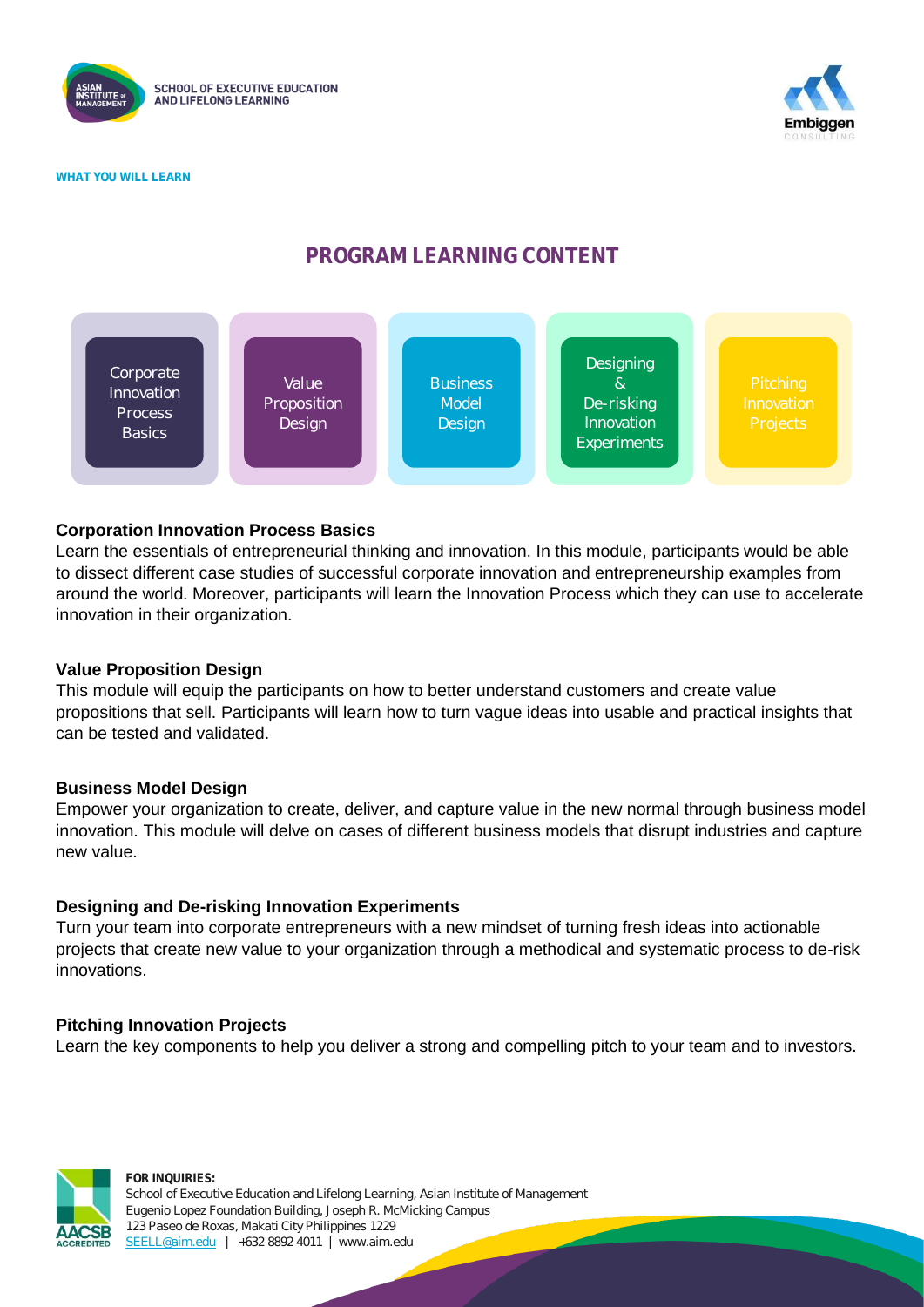WHAT YOU WILL LEARN

# PROGRAM LEARNING CONTENT

Corporate Innovation Process Basics | Value Proposition Design | Business Model Design | Designing & De-risking Innovation Experiments | Pitching Innovation Projects

### Corporation Innovation Process Basics

Learn the essentials of entrepreneurial thinking and innovation. In this module, participants would be able to dissect different case studies of successful corporate innovation and entrepreneurship examples from around the world. Moreover, participants will learn the Innovation Process which they can use to accelerate innovation in their organization.

### Value Proposition Design

This module will equip the participants on how to better understand customers and create value propositions that sell. Participants will learn how to turn vague ideas into usable and practical insights that can be tested and validated.

### Business Model Design

Empower your organization to create, deliver, and capture value in the new normal through business model innovation. This module will delve on cases of different business models that disrupt industries and capture new value.

### Designing and De-risking Innovation Experiments

Turn your team into corporate entrepreneurs with a new mindset of turning fresh ideas into actionable projects that create new value to your organization through a methodical and systematic process to de-risk innovations.

### Pitching Innovation Projects

Learn the key components to help you deliver a strong and compelling pitch to your team and to investors.

**FOR INQUIRIES:**
School of Executive Education and Lifelong Learning, Asian Institute of Management
Eugenio Lopez Foundation Building, Joseph R. McMicking Campus
123 Paseo de Roxas, Makati City Philippines 1229
SEELL@aim.edu | +632 8892 4011 | www.aim.edu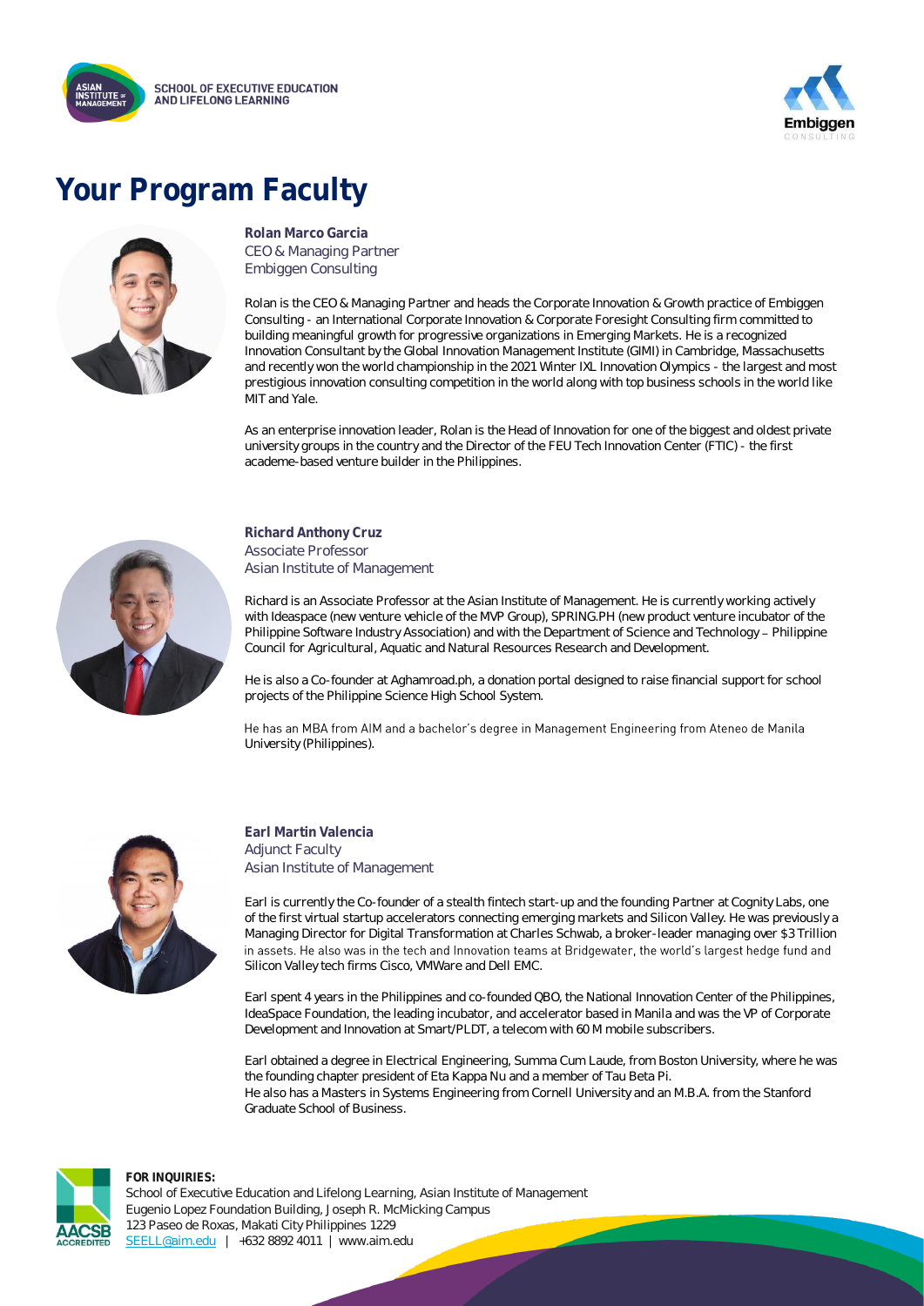# Your Program Faculty

**Rolan Marco Garcia**
CEO & Managing Partner
Embiggen Consulting

Rolan is the CEO & Managing Partner and heads the Corporate Innovation & Growth practice of Embiggen Consulting - an International Corporate Innovation & Corporate Foresight Consulting firm committed to building meaningful growth for progressive organizations in Emerging Markets. He is a recognized Innovation Consultant by the Global Innovation Management Institute (GIMI) in Cambridge, Massachusetts and recently won the world championship in the 2021 Winter IXL Innovation Olympics - the largest and most prestigious innovation consulting competition in the world along with top business schools in the world like MIT and Yale.

As an enterprise innovation leader, Rolan is the Head of Innovation for one of the biggest and oldest private university groups in the country and the Director of the FEU Tech Innovation Center (FTIC) - the first academe-based venture builder in the Philippines.

**Richard Anthony Cruz**
Associate Professor
Asian Institute of Management

Richard is an Associate Professor at the Asian Institute of Management. He is currently working actively with Ideaspace (new venture vehicle of the MVP Group), SPRING.PH (new product venture incubator of the Philippine Software Industry Association) and with the Department of Science and Technology – Philippine Council for Agricultural, Aquatic and Natural Resources Research and Development.

He is also a Co-founder at Aghamroad.ph, a donation portal designed to raise financial support for school projects of the Philippine Science High School System.

He has an MBA from AIM and a bachelor's degree in Management Engineering from Ateneo de Manila University (Philippines).

**Earl Martin Valencia**
Adjunct Faculty
Asian Institute of Management

Earl is currently the Co-founder of a stealth fintech start-up and the founding Partner at Cognity Labs, one of the first virtual startup accelerators connecting emerging markets and Silicon Valley. He was previously a Managing Director for Digital Transformation at Charles Schwab, a broker-leader managing over $3 Trillion in assets. He also was in the tech and Innovation teams at Bridgewater, the world's largest hedge fund and Silicon Valley tech firms Cisco, VMWare and Dell EMC.

Earl spent 4 years in the Philippines and co-founded QBO, the National Innovation Center of the Philippines, IdeaSpace Foundation, the leading incubator, and accelerator based in Manila and was the VP of Corporate Development and Innovation at Smart/PLDT, a telecom with 60 M mobile subscribers.

Earl obtained a degree in Electrical Engineering, Summa Cum Laude, from Boston University, where he was the founding chapter president of Eta Kappa Nu and a member of Tau Beta Pi.
He also has a Masters in Systems Engineering from Cornell University and an M.B.A. from the Stanford Graduate School of Business.

**FOR INQUIRIES:**
School of Executive Education and Lifelong Learning, Asian Institute of Management
Eugenio Lopez Foundation Building, Joseph R. McMicking Campus
123 Paseo de Roxas, Makati City Philippines 1229
SEELL@aim.edu | +632 8892 4011 | www.aim.edu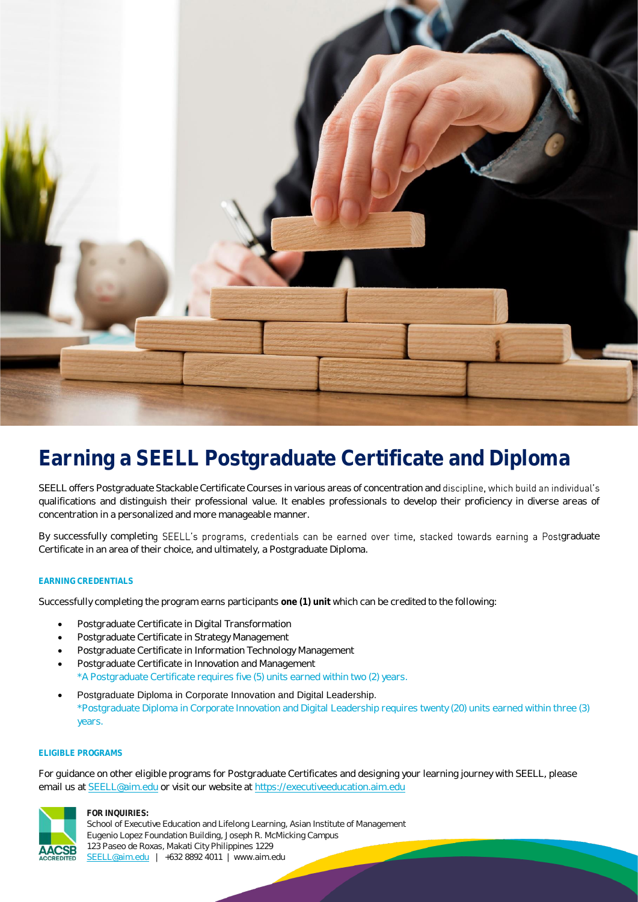# Earning a SEELL Postgraduate Certificate and Diploma

SEELL offers Postgraduate Stackable Certificate Courses in various areas of concentration and discipline, which build an individual's qualifications and distinguish their professional value. It enables professionals to develop their proficiency in diverse areas of concentration in a personalized and more manageable manner.

By successfully completing SEELL's programs, credentials can be earned over time, stacked towards earning a Postgraduate Certificate in an area of their choice, and ultimately, a Postgraduate Diploma.

#### EARNING CREDENTIALS

Successfully completing the program earns participants **one (1) unit** which can be credited to the following:

- Postgraduate Certificate in Digital Transformation
- Postgraduate Certificate in Strategy Management
- Postgraduate Certificate in Information Technology Management
- Postgraduate Certificate in Innovation and Management
  *A Postgraduate Certificate requires five (5) units earned within two (2) years.
- Postgraduate Diploma in Corporate Innovation and Digital Leadership.
  *Postgraduate Diploma in Corporate Innovation and Digital Leadership requires twenty (20) units earned within three (3) years.

#### ELIGIBLE PROGRAMS

For guidance on other eligible programs for Postgraduate Certificates and designing your learning journey with SEELL, please email us at SEELL@aim.edu or visit our website at https://executiveeducation.aim.edu

**FOR INQUIRIES:**
School of Executive Education and Lifelong Learning, Asian Institute of Management
Eugenio Lopez Foundation Building, Joseph R. McMicking Campus
123 Paseo de Roxas, Makati City Philippines 1229
SEELL@aim.edu | +632 8892 4011 | www.aim.edu